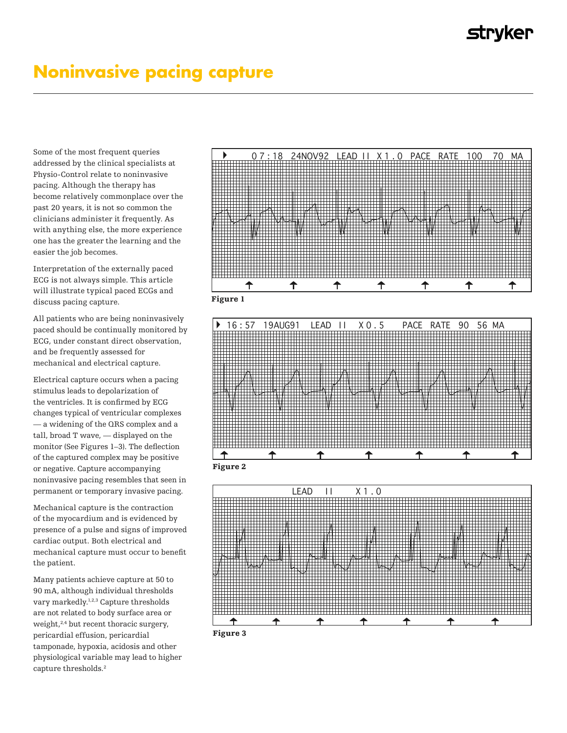# Noninvasive pacing capture

Some of the most frequent queries addressed by the clinical specialists at Physio-Control relate to noninvasive pacing. Although the therapy has become relatively commonplace over the past 20 years, it is not so common the clinicians administer it frequently. As with anything else, the more experience one has the greater the learning and the easier the job becomes.

Interpretation of the externally paced ECG is not always simple. This article will illustrate typical paced ECGs and discuss pacing capture.

All patients who are being noninvasively paced should be continually monitored by ECG, under constant direct observation, and be frequently assessed for mechanical and electrical capture.

Electrical capture occurs when a pacing stimulus leads to depolarization of the ventricles. It is confirmed by ECG changes typical of ventricular complexes — a widening of the QRS complex and a tall, broad T wave, — displayed on the monitor (See Figures 1–3). The deflection of the captured complex may be positive or negative. Capture accompanying noninvasive pacing resembles that seen in permanent or temporary invasive pacing.

Mechanical capture is the contraction of the myocardium and is evidenced by presence of a pulse and signs of improved cardiac output. Both electrical and mechanical capture must occur to benefit the patient.

Many patients achieve capture at 50 to 90 mA, although individual thresholds vary markedly.[1,2,3] Capture thresholds are not related to body surface area or weight,[2,4] but recent thoracic surgery, pericardial effusion, pericardial tamponade, hypoxia, acidosis and other physiological variable may lead to higher capture thresholds.[2]

07:18 24NOV92 LEAD II X1.0 PACE RATE 100 70 MA

**Figure 1**

16:57 19AUG91 LEAD II X0.5 PACE RATE 90 56 MA

**Figure 2**

LEAD II X1.0

**Figure 3**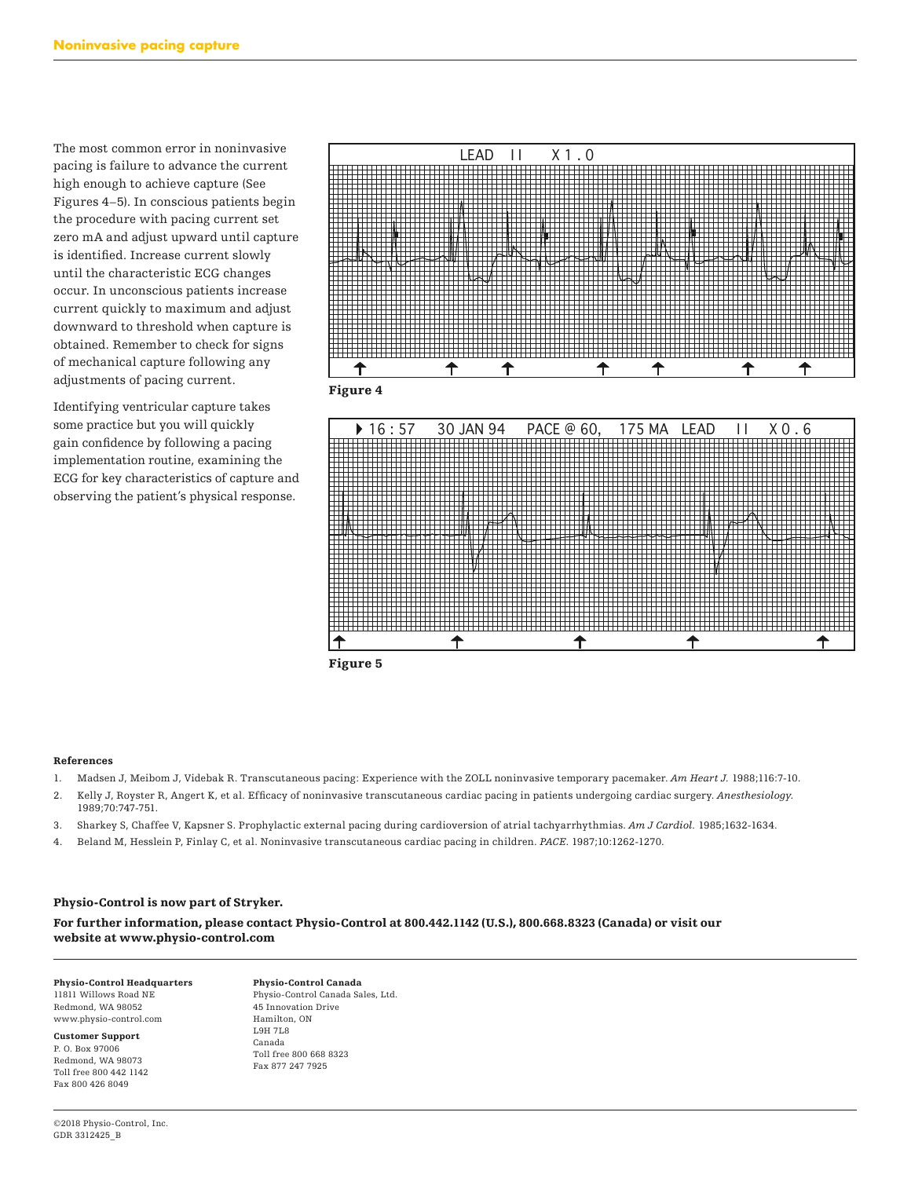The most common error in noninvasive pacing is failure to advance the current high enough to achieve capture (See Figures 4–5). In conscious patients begin the procedure with pacing current set zero mA and adjust upward until capture is identified. Increase current slowly until the characteristic ECG changes occur. In unconscious patients increase current quickly to maximum and adjust downward to threshold when capture is obtained. Remember to check for signs of mechanical capture following any adjustments of pacing current.

Identifying ventricular capture takes some practice but you will quickly gain confidence by following a pacing implementation routine, examining the ECG for key characteristics of capture and observing the patient's physical response.

LEAD II X1.0

**Figure 4**

16:57 30 JAN 94 PACE @ 60, 175 MA LEAD II X0.6

**Figure 5**

#### References

1. Madsen J, Meibom J, Videbak R. Transcutaneous pacing: Experience with the ZOLL noninvasive temporary pacemaker. *Am Heart J.* 1988;116:7-10.
2. Kelly J, Royster R, Angert K, et al. Efficacy of noninvasive transcutaneous cardiac pacing in patients undergoing cardiac surgery. *Anesthesiology.* 1989;70:747-751.
3. Sharkey S, Chaffee V, Kapsner S. Prophylactic external pacing during cardioversion of atrial tachyarrhythmias. *Am J Cardiol.* 1985;1632-1634.
4. Beland M, Hesslein P, Finlay C, et al. Noninvasive transcutaneous cardiac pacing in children. *PACE.* 1987;10:1262-1270.

**Physio-Control is now part of Stryker.**

**For further information, please contact Physio-Control at 800.442.1142 (U.S.), 800.668.8323 (Canada) or visit our website at www.physio-control.com**

**Physio-Control Headquarters**
11811 Willows Road NE
Redmond, WA 98052
www.physio-control.com

**Customer Support**
P. O. Box 97006
Redmond, WA 98073
Toll free 800 442 1142
Fax 800 426 8049

**Physio-Control Canada**
Physio-Control Canada Sales, Ltd.
45 Innovation Drive
Hamilton, ON
L9H 7L8
Canada
Toll free 800 668 8323
Fax 877 247 7925

©2018 Physio-Control, Inc.
GDR 3312425_B